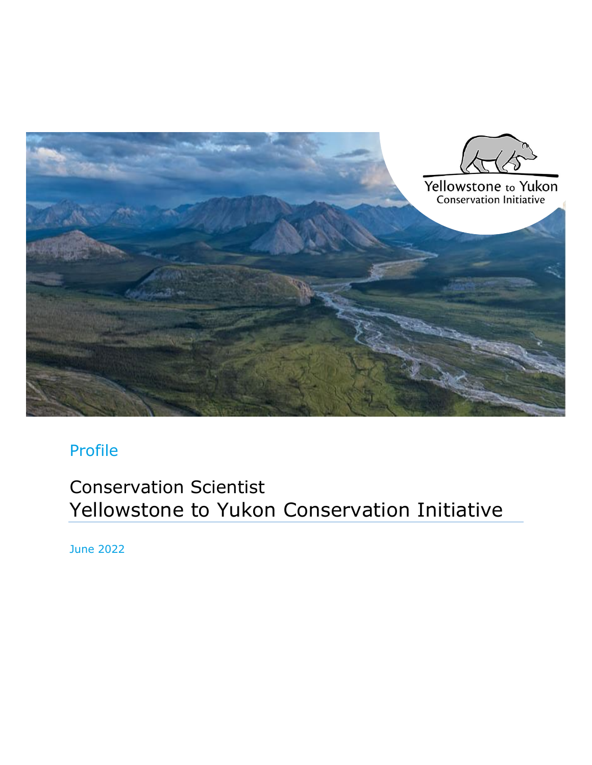Profile

# Conservation Scientist
## Yellowstone to Yukon Conservation Initiative

June 2022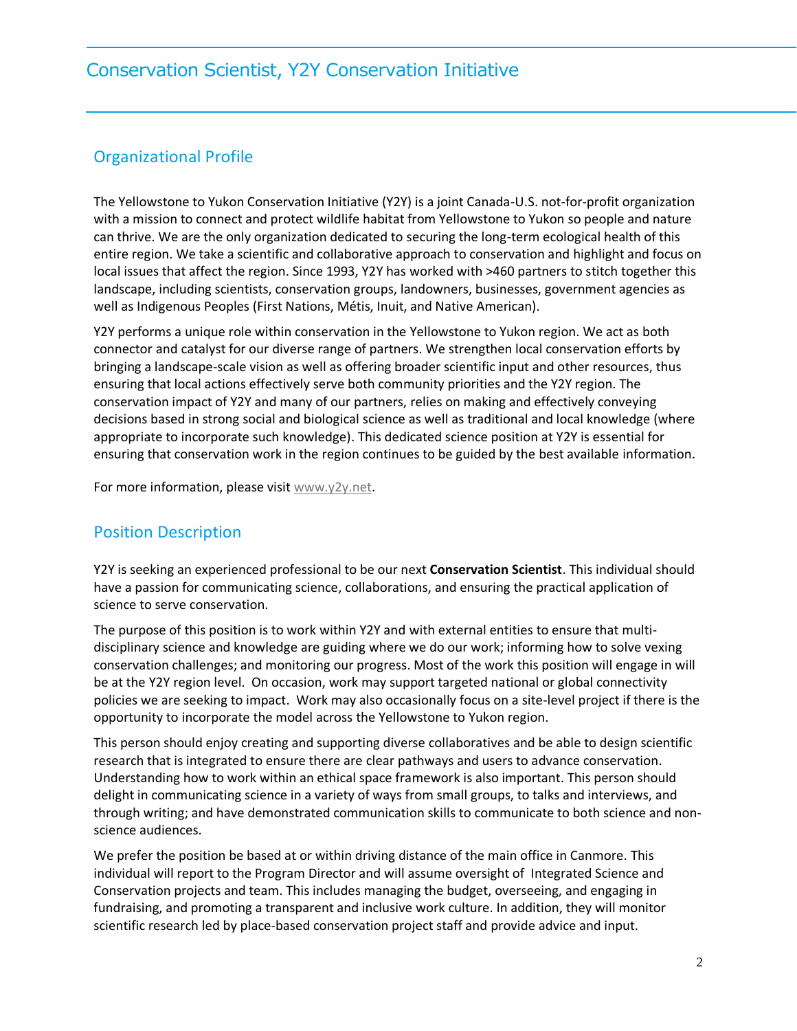# Conservation Scientist, Y2Y Conservation Initiative

## Organizational Profile

The Yellowstone to Yukon Conservation Initiative (Y2Y) is a joint Canada-U.S. not-for-profit organization with a mission to connect and protect wildlife habitat from Yellowstone to Yukon so people and nature can thrive. We are the only organization dedicated to securing the long-term ecological health of this entire region. We take a scientific and collaborative approach to conservation and highlight and focus on local issues that affect the region. Since 1993, Y2Y has worked with >460 partners to stitch together this landscape, including scientists, conservation groups, landowners, businesses, government agencies as well as Indigenous Peoples (First Nations, Métis, Inuit, and Native American).

Y2Y performs a unique role within conservation in the Yellowstone to Yukon region. We act as both connector and catalyst for our diverse range of partners. We strengthen local conservation efforts by bringing a landscape-scale vision as well as offering broader scientific input and other resources, thus ensuring that local actions effectively serve both community priorities and the Y2Y region. The conservation impact of Y2Y and many of our partners, relies on making and effectively conveying decisions based in strong social and biological science as well as traditional and local knowledge (where appropriate to incorporate such knowledge). This dedicated science position at Y2Y is essential for ensuring that conservation work in the region continues to be guided by the best available information.

For more information, please visit www.y2y.net.

## Position Description

Y2Y is seeking an experienced professional to be our next **Conservation Scientist**. This individual should have a passion for communicating science, collaborations, and ensuring the practical application of science to serve conservation.

The purpose of this position is to work within Y2Y and with external entities to ensure that multi-disciplinary science and knowledge are guiding where we do our work; informing how to solve vexing conservation challenges; and monitoring our progress. Most of the work this position will engage in will be at the Y2Y region level. On occasion, work may support targeted national or global connectivity policies we are seeking to impact. Work may also occasionally focus on a site-level project if there is the opportunity to incorporate the model across the Yellowstone to Yukon region.

This person should enjoy creating and supporting diverse collaboratives and be able to design scientific research that is integrated to ensure there are clear pathways and users to advance conservation. Understanding how to work within an ethical space framework is also important. This person should delight in communicating science in a variety of ways from small groups, to talks and interviews, and through writing; and have demonstrated communication skills to communicate to both science and non-science audiences.

We prefer the position be based at or within driving distance of the main office in Canmore. This individual will report to the Program Director and will assume oversight of Integrated Science and Conservation projects and team. This includes managing the budget, overseeing, and engaging in fundraising, and promoting a transparent and inclusive work culture. In addition, they will monitor scientific research led by place-based conservation project staff and provide advice and input.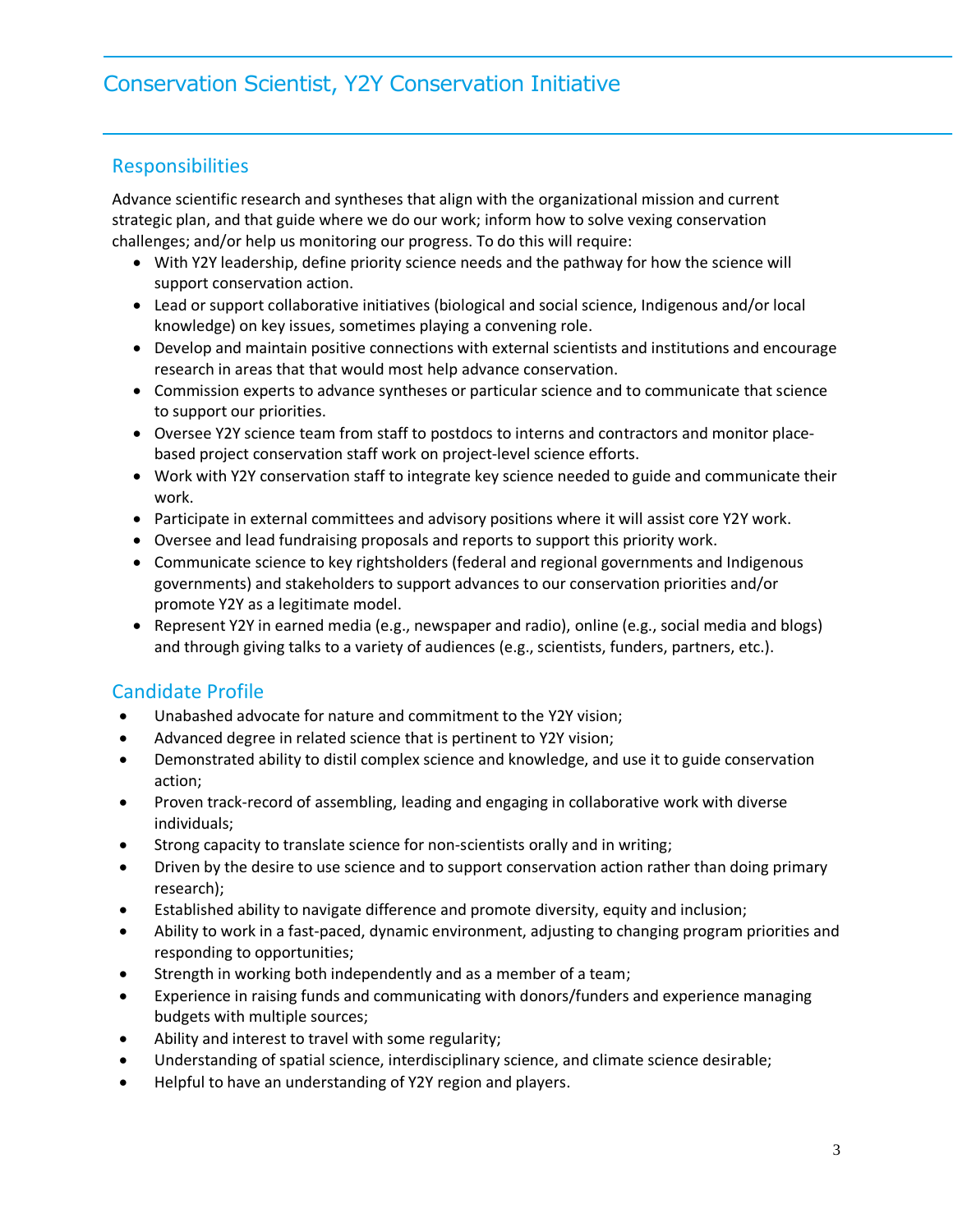# Conservation Scientist, Y2Y Conservation Initiative

## Responsibilities

Advance scientific research and syntheses that align with the organizational mission and current strategic plan, and that guide where we do our work; inform how to solve vexing conservation challenges; and/or help us monitoring our progress. To do this will require:

- With Y2Y leadership, define priority science needs and the pathway for how the science will support conservation action.
- Lead or support collaborative initiatives (biological and social science, Indigenous and/or local knowledge) on key issues, sometimes playing a convening role.
- Develop and maintain positive connections with external scientists and institutions and encourage research in areas that that would most help advance conservation.
- Commission experts to advance syntheses or particular science and to communicate that science to support our priorities.
- Oversee Y2Y science team from staff to postdocs to interns and contractors and monitor place-based project conservation staff work on project-level science efforts.
- Work with Y2Y conservation staff to integrate key science needed to guide and communicate their work.
- Participate in external committees and advisory positions where it will assist core Y2Y work.
- Oversee and lead fundraising proposals and reports to support this priority work.
- Communicate science to key rightsholders (federal and regional governments and Indigenous governments) and stakeholders to support advances to our conservation priorities and/or promote Y2Y as a legitimate model.
- Represent Y2Y in earned media (e.g., newspaper and radio), online (e.g., social media and blogs) and through giving talks to a variety of audiences (e.g., scientists, funders, partners, etc.).

## Candidate Profile

- Unabashed advocate for nature and commitment to the Y2Y vision;
- Advanced degree in related science that is pertinent to Y2Y vision;
- Demonstrated ability to distil complex science and knowledge, and use it to guide conservation action;
- Proven track-record of assembling, leading and engaging in collaborative work with diverse individuals;
- Strong capacity to translate science for non-scientists orally and in writing;
- Driven by the desire to use science and to support conservation action rather than doing primary research);
- Established ability to navigate difference and promote diversity, equity and inclusion;
- Ability to work in a fast-paced, dynamic environment, adjusting to changing program priorities and responding to opportunities;
- Strength in working both independently and as a member of a team;
- Experience in raising funds and communicating with donors/funders and experience managing budgets with multiple sources;
- Ability and interest to travel with some regularity;
- Understanding of spatial science, interdisciplinary science, and climate science desirable;
- Helpful to have an understanding of Y2Y region and players.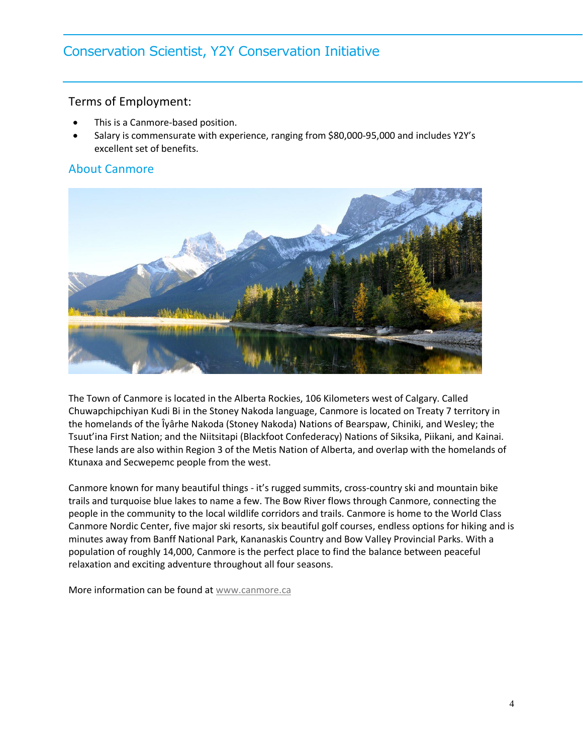# Conservation Scientist, Y2Y Conservation Initiative

## Terms of Employment:

- This is a Canmore-based position.
- Salary is commensurate with experience, ranging from $80,000-95,000 and includes Y2Y's excellent set of benefits.

## About Canmore

The Town of Canmore is located in the Alberta Rockies, 106 Kilometers west of Calgary. Called Chuwapchipchiyan Kudi Bi in the Stoney Nakoda language, Canmore is located on Treaty 7 territory in the homelands of the Îyârhe Nakoda (Stoney Nakoda) Nations of Bearspaw, Chiniki, and Wesley; the Tsuut'ina First Nation; and the Niitsitapi (Blackfoot Confederacy) Nations of Siksika, Piikani, and Kainai. These lands are also within Region 3 of the Metis Nation of Alberta, and overlap with the homelands of Ktunaxa and Secwepemc people from the west.

Canmore known for many beautiful things - it's rugged summits, cross-country ski and mountain bike trails and turquoise blue lakes to name a few. The Bow River flows through Canmore, connecting the people in the community to the local wildlife corridors and trails. Canmore is home to the World Class Canmore Nordic Center, five major ski resorts, six beautiful golf courses, endless options for hiking and is minutes away from Banff National Park, Kananaskis Country and Bow Valley Provincial Parks. With a population of roughly 14,000, Canmore is the perfect place to find the balance between peaceful relaxation and exciting adventure throughout all four seasons.

More information can be found at www.canmore.ca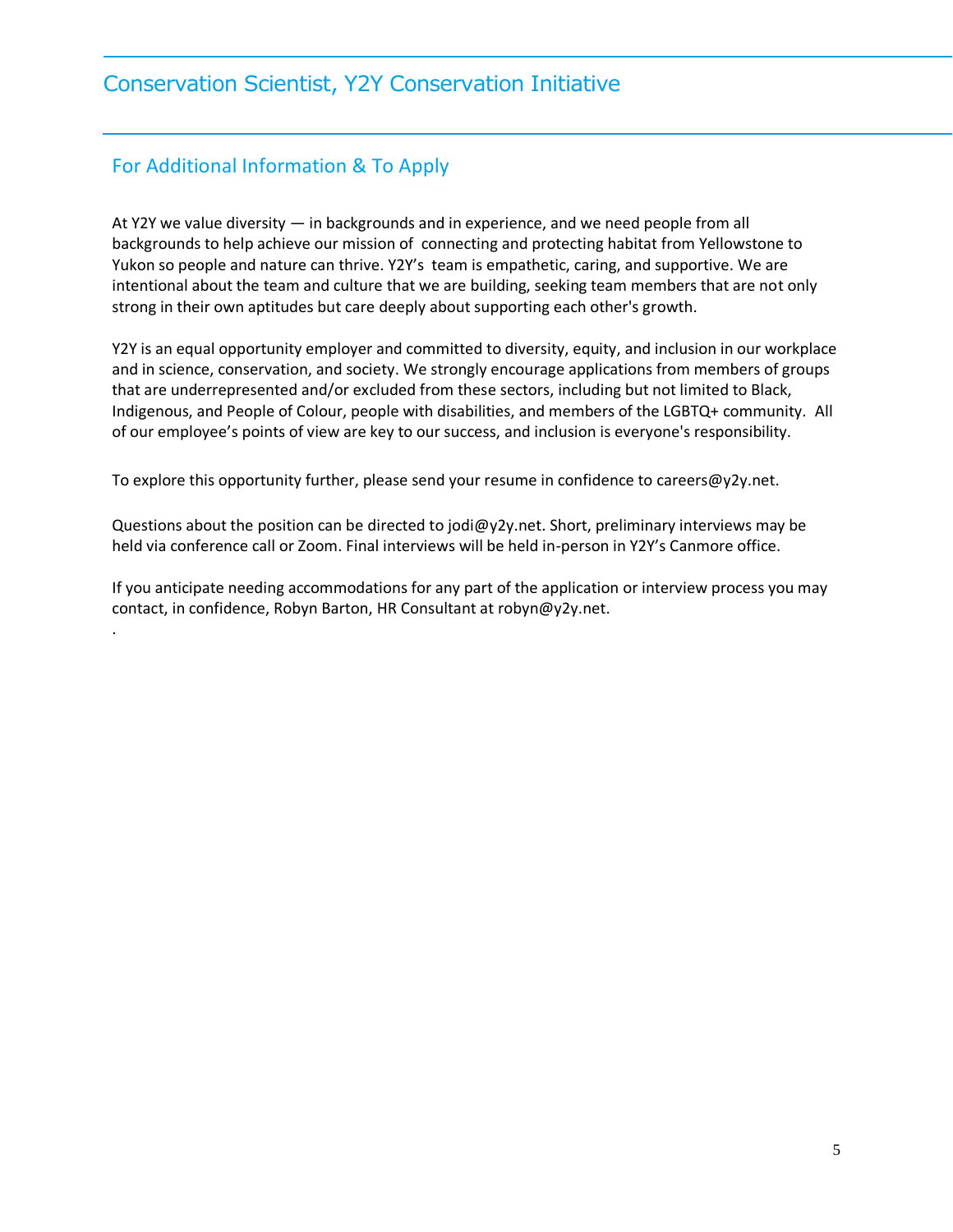# Conservation Scientist, Y2Y Conservation Initiative

## For Additional Information & To Apply

At Y2Y we value diversity — in backgrounds and in experience, and we need people from all backgrounds to help achieve our mission of connecting and protecting habitat from Yellowstone to Yukon so people and nature can thrive. Y2Y's team is empathetic, caring, and supportive. We are intentional about the team and culture that we are building, seeking team members that are not only strong in their own aptitudes but care deeply about supporting each other's growth.

Y2Y is an equal opportunity employer and committed to diversity, equity, and inclusion in our workplace and in science, conservation, and society. We strongly encourage applications from members of groups that are underrepresented and/or excluded from these sectors, including but not limited to Black, Indigenous, and People of Colour, people with disabilities, and members of the LGBTQ+ community. All of our employee's points of view are key to our success, and inclusion is everyone's responsibility.

To explore this opportunity further, please send your resume in confidence to careers@y2y.net.

Questions about the position can be directed to jodi@y2y.net. Short, preliminary interviews may be held via conference call or Zoom. Final interviews will be held in-person in Y2Y's Canmore office.

If you anticipate needing accommodations for any part of the application or interview process you may contact, in confidence, Robyn Barton, HR Consultant at robyn@y2y.net.